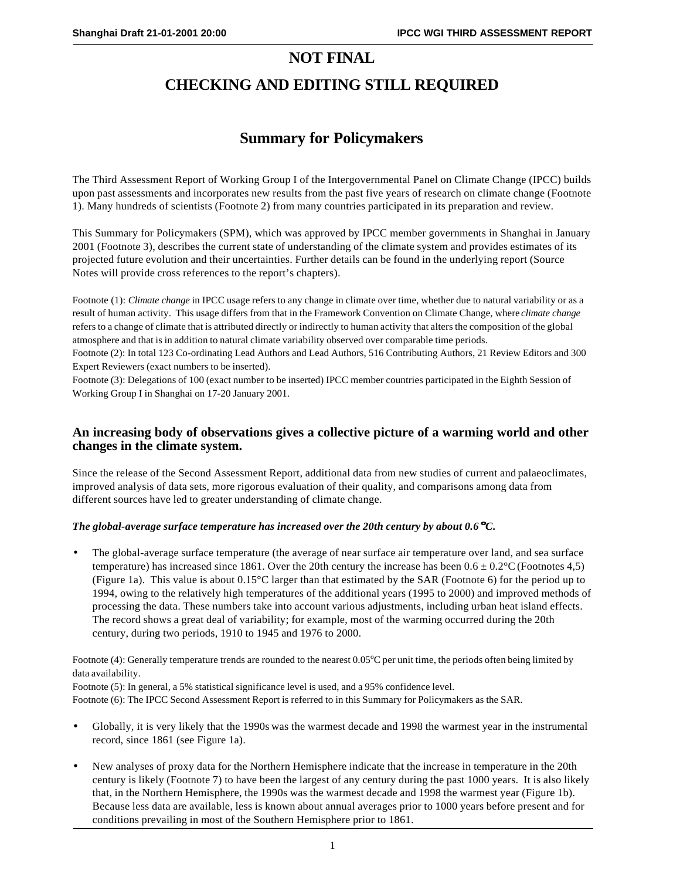# NOT FINAL

# CHECKING AND EDITING STILL REQUIRED

## Summary for Policymakers

The Third Assessment Report of Working Group I of the Intergovernmental Panel on Climate Change (IPCC) builds upon past assessments and incorporates new results from the past five years of research on climate change (Footnote 1). Many hundreds of scientists (Footnote 2) from many countries participated in its preparation and review.

This Summary for Policymakers (SPM), which was approved by IPCC member governments in Shanghai in January 2001 (Footnote 3), describes the current state of understanding of the climate system and provides estimates of its projected future evolution and their uncertainties. Further details can be found in the underlying report (Source Notes will provide cross references to the report's chapters).

Footnote (1): *Climate change* in IPCC usage refers to any change in climate over time, whether due to natural variability or as a result of human activity. This usage differs from that in the Framework Convention on Climate Change, where *climate change* refers to a change of climate that is attributed directly or indirectly to human activity that alters the composition of the global atmosphere and that is in addition to natural climate variability observed over comparable time periods.
Footnote (2): In total 123 Co-ordinating Lead Authors and Lead Authors, 516 Contributing Authors, 21 Review Editors and 300 Expert Reviewers (exact numbers to be inserted).
Footnote (3): Delegations of 100 (exact number to be inserted) IPCC member countries participated in the Eighth Session of Working Group I in Shanghai on 17-20 January 2001.

### An increasing body of observations gives a collective picture of a warming world and other changes in the climate system.

Since the release of the Second Assessment Report, additional data from new studies of current and palaeoclimates, improved analysis of data sets, more rigorous evaluation of their quality, and comparisons among data from different sources have led to greater understanding of climate change.

***The global-average surface temperature has increased over the 20th century by about 0.6°C.***

- The global-average surface temperature (the average of near surface air temperature over land, and sea surface temperature) has increased since 1861. Over the 20th century the increase has been $0.6 \pm 0.2$°C (Footnotes 4,5) (Figure 1a). This value is about 0.15°C larger than that estimated by the SAR (Footnote 6) for the period up to 1994, owing to the relatively high temperatures of the additional years (1995 to 2000) and improved methods of processing the data. These numbers take into account various adjustments, including urban heat island effects. The record shows a great deal of variability; for example, most of the warming occurred during the 20th century, during two periods, 1910 to 1945 and 1976 to 2000.

Footnote (4): Generally temperature trends are rounded to the nearest 0.05°C per unit time, the periods often being limited by data availability.
Footnote (5): In general, a 5% statistical significance level is used, and a 95% confidence level.
Footnote (6): The IPCC Second Assessment Report is referred to in this Summary for Policymakers as the SAR.

- Globally, it is very likely that the 1990s was the warmest decade and 1998 the warmest year in the instrumental record, since 1861 (see Figure 1a).

- New analyses of proxy data for the Northern Hemisphere indicate that the increase in temperature in the 20th century is likely (Footnote 7) to have been the largest of any century during the past 1000 years. It is also likely that, in the Northern Hemisphere, the 1990s was the warmest decade and 1998 the warmest year (Figure 1b). Because less data are available, less is known about annual averages prior to 1000 years before present and for conditions prevailing in most of the Southern Hemisphere prior to 1861.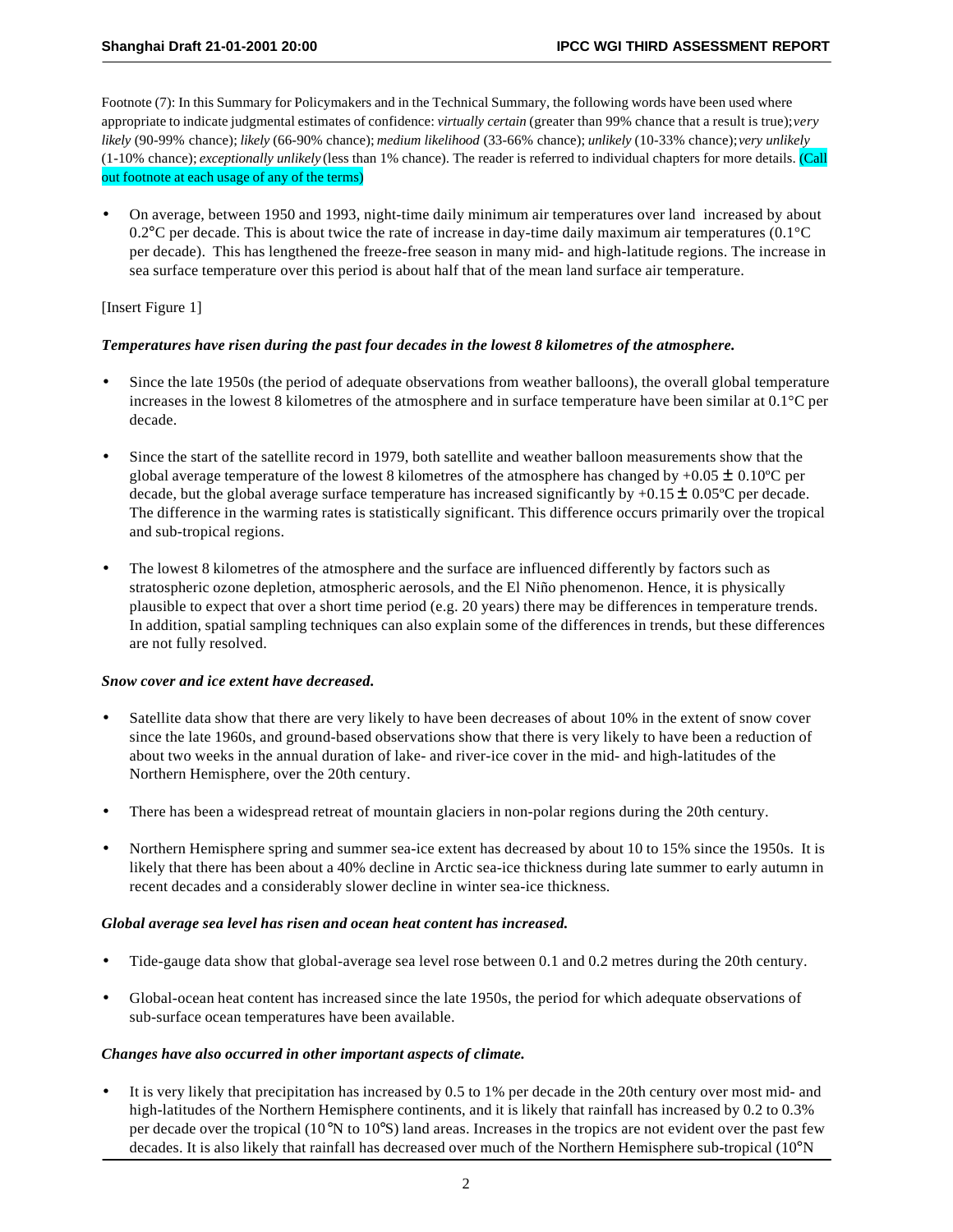Footnote (7): In this Summary for Policymakers and in the Technical Summary, the following words have been used where appropriate to indicate judgmental estimates of confidence: *virtually certain* (greater than 99% chance that a result is true); *very likely* (90-99% chance); *likely* (66-90% chance); *medium likelihood* (33-66% chance); *unlikely* (10-33% chance); *very unlikely* (1-10% chance); *exceptionally unlikely* (less than 1% chance). The reader is referred to individual chapters for more details. (Call out footnote at each usage of any of the terms)

- On average, between 1950 and 1993, night-time daily minimum air temperatures over land increased by about 0.2°C per decade. This is about twice the rate of increase in day-time daily maximum air temperatures (0.1°C per decade). This has lengthened the freeze-free season in many mid- and high-latitude regions. The increase in sea surface temperature over this period is about half that of the mean land surface air temperature.

[Insert Figure 1]

***Temperatures have risen during the past four decades in the lowest 8 kilometres of the atmosphere.***

- Since the late 1950s (the period of adequate observations from weather balloons), the overall global temperature increases in the lowest 8 kilometres of the atmosphere and in surface temperature have been similar at 0.1°C per decade.

- Since the start of the satellite record in 1979, both satellite and weather balloon measurements show that the global average temperature of the lowest 8 kilometres of the atmosphere has changed by $+0.05 \pm 0.10$ºC per decade, but the global average surface temperature has increased significantly by $+0.15 \pm 0.05$ºC per decade. The difference in the warming rates is statistically significant. This difference occurs primarily over the tropical and sub-tropical regions.

- The lowest 8 kilometres of the atmosphere and the surface are influenced differently by factors such as stratospheric ozone depletion, atmospheric aerosols, and the El Niño phenomenon. Hence, it is physically plausible to expect that over a short time period (e.g. 20 years) there may be differences in temperature trends. In addition, spatial sampling techniques can also explain some of the differences in trends, but these differences are not fully resolved.

***Snow cover and ice extent have decreased.***

- Satellite data show that there are very likely to have been decreases of about 10% in the extent of snow cover since the late 1960s, and ground-based observations show that there is very likely to have been a reduction of about two weeks in the annual duration of lake- and river-ice cover in the mid- and high-latitudes of the Northern Hemisphere, over the 20th century.

- There has been a widespread retreat of mountain glaciers in non-polar regions during the 20th century.

- Northern Hemisphere spring and summer sea-ice extent has decreased by about 10 to 15% since the 1950s. It is likely that there has been about a 40% decline in Arctic sea-ice thickness during late summer to early autumn in recent decades and a considerably slower decline in winter sea-ice thickness.

***Global average sea level has risen and ocean heat content has increased.***

- Tide-gauge data show that global-average sea level rose between 0.1 and 0.2 metres during the 20th century.

- Global-ocean heat content has increased since the late 1950s, the period for which adequate observations of sub-surface ocean temperatures have been available.

***Changes have also occurred in other important aspects of climate.***

- It is very likely that precipitation has increased by 0.5 to 1% per decade in the 20th century over most mid- and high-latitudes of the Northern Hemisphere continents, and it is likely that rainfall has increased by 0.2 to 0.3% per decade over the tropical (10°N to 10°S) land areas. Increases in the tropics are not evident over the past few decades. It is also likely that rainfall has decreased over much of the Northern Hemisphere sub-tropical (10°N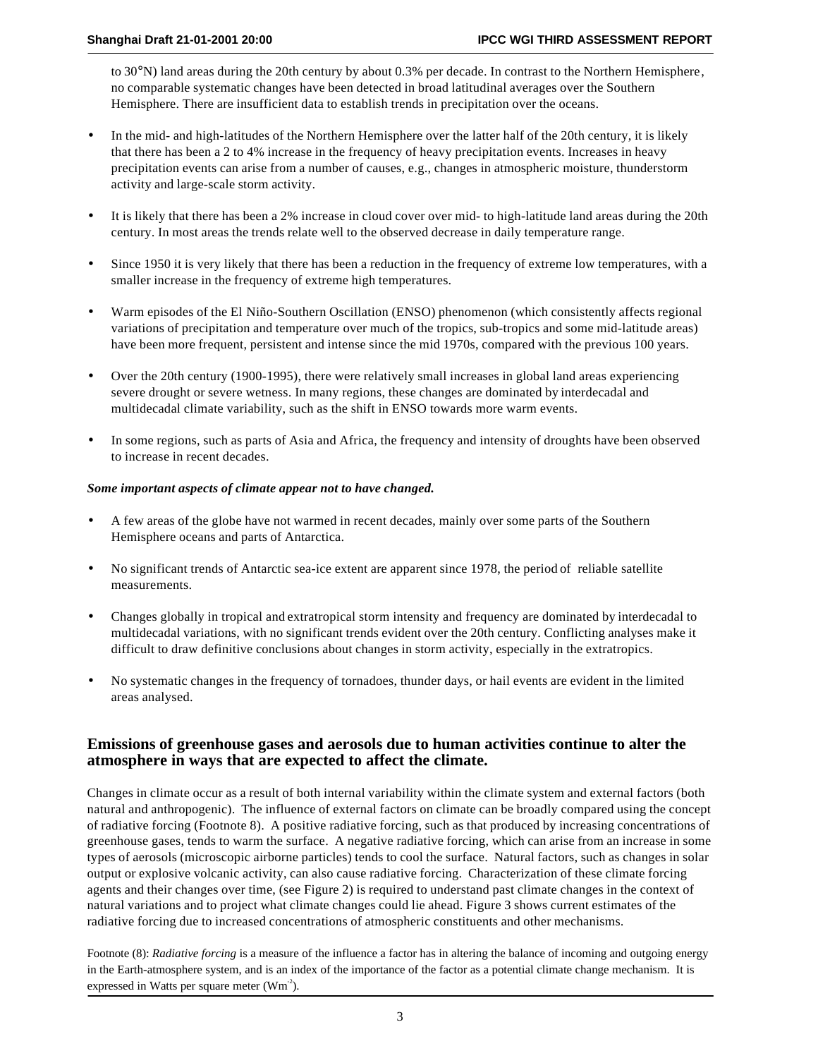to 30°N) land areas during the 20th century by about 0.3% per decade. In contrast to the Northern Hemisphere, no comparable systematic changes have been detected in broad latitudinal averages over the Southern Hemisphere. There are insufficient data to establish trends in precipitation over the oceans.

- In the mid- and high-latitudes of the Northern Hemisphere over the latter half of the 20th century, it is likely that there has been a 2 to 4% increase in the frequency of heavy precipitation events. Increases in heavy precipitation events can arise from a number of causes, e.g., changes in atmospheric moisture, thunderstorm activity and large-scale storm activity.

- It is likely that there has been a 2% increase in cloud cover over mid- to high-latitude land areas during the 20th century. In most areas the trends relate well to the observed decrease in daily temperature range.

- Since 1950 it is very likely that there has been a reduction in the frequency of extreme low temperatures, with a smaller increase in the frequency of extreme high temperatures.

- Warm episodes of the El Niño-Southern Oscillation (ENSO) phenomenon (which consistently affects regional variations of precipitation and temperature over much of the tropics, sub-tropics and some mid-latitude areas) have been more frequent, persistent and intense since the mid 1970s, compared with the previous 100 years.

- Over the 20th century (1900-1995), there were relatively small increases in global land areas experiencing severe drought or severe wetness. In many regions, these changes are dominated by interdecadal and multidecadal climate variability, such as the shift in ENSO towards more warm events.

- In some regions, such as parts of Asia and Africa, the frequency and intensity of droughts have been observed to increase in recent decades.

***Some important aspects of climate appear not to have changed.***

- A few areas of the globe have not warmed in recent decades, mainly over some parts of the Southern Hemisphere oceans and parts of Antarctica.

- No significant trends of Antarctic sea-ice extent are apparent since 1978, the period of reliable satellite measurements.

- Changes globally in tropical and extratropical storm intensity and frequency are dominated by interdecadal to multidecadal variations, with no significant trends evident over the 20th century. Conflicting analyses make it difficult to draw definitive conclusions about changes in storm activity, especially in the extratropics.

- No systematic changes in the frequency of tornadoes, thunder days, or hail events are evident in the limited areas analysed.

## Emissions of greenhouse gases and aerosols due to human activities continue to alter the atmosphere in ways that are expected to affect the climate.

Changes in climate occur as a result of both internal variability within the climate system and external factors (both natural and anthropogenic). The influence of external factors on climate can be broadly compared using the concept of radiative forcing (Footnote 8). A positive radiative forcing, such as that produced by increasing concentrations of greenhouse gases, tends to warm the surface. A negative radiative forcing, which can arise from an increase in some types of aerosols (microscopic airborne particles) tends to cool the surface. Natural factors, such as changes in solar output or explosive volcanic activity, can also cause radiative forcing. Characterization of these climate forcing agents and their changes over time, (see Figure 2) is required to understand past climate changes in the context of natural variations and to project what climate changes could lie ahead. Figure 3 shows current estimates of the radiative forcing due to increased concentrations of atmospheric constituents and other mechanisms.

Footnote (8): *Radiative forcing* is a measure of the influence a factor has in altering the balance of incoming and outgoing energy in the Earth-atmosphere system, and is an index of the importance of the factor as a potential climate change mechanism. It is expressed in Watts per square meter ($Wm^{-2}$).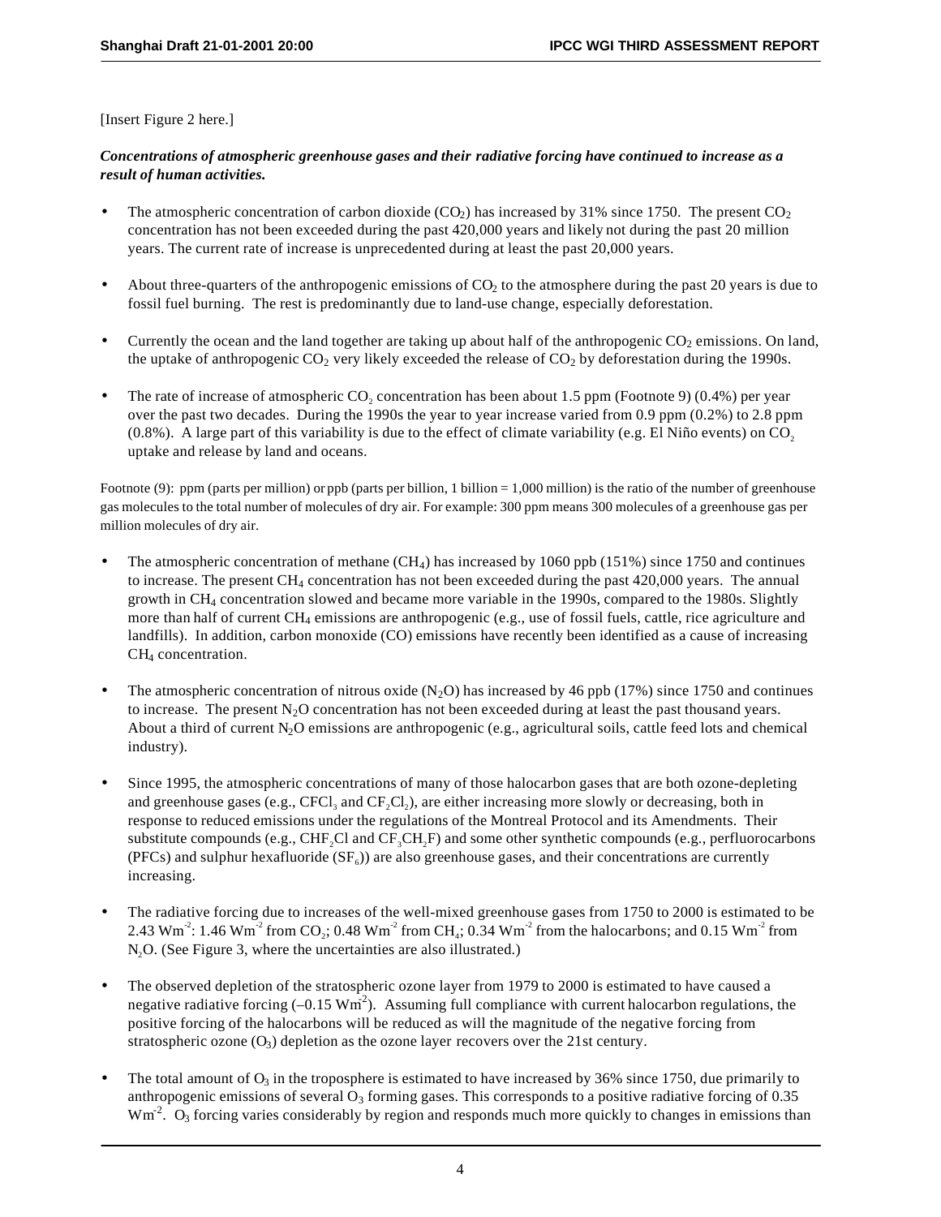[Insert Figure 2 here.]

***Concentrations of atmospheric greenhouse gases and their radiative forcing have continued to increase as a result of human activities.***

- The atmospheric concentration of carbon dioxide ($CO_2$) has increased by 31% since 1750. The present $CO_2$ concentration has not been exceeded during the past 420,000 years and likely not during the past 20 million years. The current rate of increase is unprecedented during at least the past 20,000 years.

- About three-quarters of the anthropogenic emissions of $CO_2$ to the atmosphere during the past 20 years is due to fossil fuel burning. The rest is predominantly due to land-use change, especially deforestation.

- Currently the ocean and the land together are taking up about half of the anthropogenic $CO_2$ emissions. On land, the uptake of anthropogenic $CO_2$ very likely exceeded the release of $CO_2$ by deforestation during the 1990s.

- The rate of increase of atmospheric $CO_2$ concentration has been about 1.5 ppm (Footnote 9) (0.4%) per year over the past two decades. During the 1990s the year to year increase varied from 0.9 ppm (0.2%) to 2.8 ppm (0.8%). A large part of this variability is due to the effect of climate variability (e.g. El Niño events) on $CO_2$ uptake and release by land and oceans.

Footnote (9): ppm (parts per million) or ppb (parts per billion, 1 billion = 1,000 million) is the ratio of the number of greenhouse gas molecules to the total number of molecules of dry air. For example: 300 ppm means 300 molecules of a greenhouse gas per million molecules of dry air.

- The atmospheric concentration of methane ($CH_4$) has increased by 1060 ppb (151%) since 1750 and continues to increase. The present $CH_4$ concentration has not been exceeded during the past 420,000 years. The annual growth in $CH_4$ concentration slowed and became more variable in the 1990s, compared to the 1980s. Slightly more than half of current $CH_4$ emissions are anthropogenic (e.g., use of fossil fuels, cattle, rice agriculture and landfills). In addition, carbon monoxide (CO) emissions have recently been identified as a cause of increasing $CH_4$ concentration.

- The atmospheric concentration of nitrous oxide ($N_2O$) has increased by 46 ppb (17%) since 1750 and continues to increase. The present $N_2O$ concentration has not been exceeded during at least the past thousand years. About a third of current $N_2O$ emissions are anthropogenic (e.g., agricultural soils, cattle feed lots and chemical industry).

- Since 1995, the atmospheric concentrations of many of those halocarbon gases that are both ozone-depleting and greenhouse gases (e.g., $CFCl_3$ and $CF_2Cl_2$), are either increasing more slowly or decreasing, both in response to reduced emissions under the regulations of the Montreal Protocol and its Amendments. Their substitute compounds (e.g., $CHF_2Cl$ and $CF_3CH_2F$) and some other synthetic compounds (e.g., perfluorocarbons (PFCs) and sulphur hexafluoride ($SF_6$)) are also greenhouse gases, and their concentrations are currently increasing.

- The radiative forcing due to increases of the well-mixed greenhouse gases from 1750 to 2000 is estimated to be 2.43 $Wm^{-2}$: 1.46 $Wm^{-2}$ from $CO_2$; 0.48 $Wm^{-2}$ from $CH_4$; 0.34 $Wm^{-2}$ from the halocarbons; and 0.15 $Wm^{-2}$ from $N_2O$. (See Figure 3, where the uncertainties are also illustrated.)

- The observed depletion of the stratospheric ozone layer from 1979 to 2000 is estimated to have caused a negative radiative forcing (–0.15 $Wm^{-2}$). Assuming full compliance with current halocarbon regulations, the positive forcing of the halocarbons will be reduced as will the magnitude of the negative forcing from stratospheric ozone ($O_3$) depletion as the ozone layer recovers over the 21st century.

- The total amount of $O_3$ in the troposphere is estimated to have increased by 36% since 1750, due primarily to anthropogenic emissions of several $O_3$ forming gases. This corresponds to a positive radiative forcing of 0.35 $Wm^{-2}$. $O_3$ forcing varies considerably by region and responds much more quickly to changes in emissions than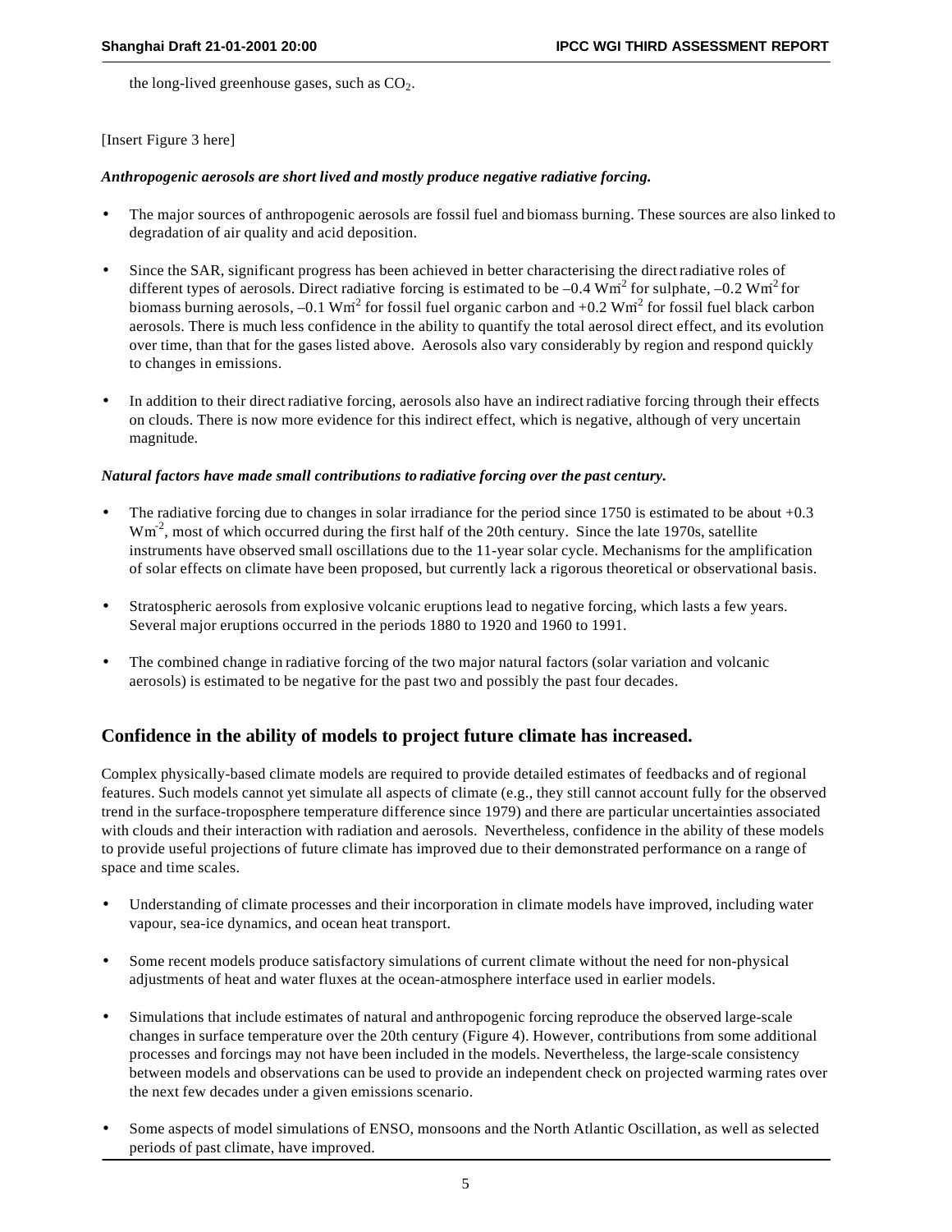the long-lived greenhouse gases, such as $CO_2$.

[Insert Figure 3 here]

***Anthropogenic aerosols are short lived and mostly produce negative radiative forcing.***

- The major sources of anthropogenic aerosols are fossil fuel and biomass burning. These sources are also linked to degradation of air quality and acid deposition.

- Since the SAR, significant progress has been achieved in better characterising the direct radiative roles of different types of aerosols. Direct radiative forcing is estimated to be $-0.4$ $Wm^{-2}$ for sulphate, $-0.2$ $Wm^{-2}$ for biomass burning aerosols, $-0.1$ $Wm^{-2}$ for fossil fuel organic carbon and $+0.2$ $Wm^{-2}$ for fossil fuel black carbon aerosols. There is much less confidence in the ability to quantify the total aerosol direct effect, and its evolution over time, than that for the gases listed above. Aerosols also vary considerably by region and respond quickly to changes in emissions.

- In addition to their direct radiative forcing, aerosols also have an indirect radiative forcing through their effects on clouds. There is now more evidence for this indirect effect, which is negative, although of very uncertain magnitude.

***Natural factors have made small contributions to radiative forcing over the past century.***

- The radiative forcing due to changes in solar irradiance for the period since 1750 is estimated to be about $+0.3$ $Wm^{-2}$, most of which occurred during the first half of the 20th century. Since the late 1970s, satellite instruments have observed small oscillations due to the 11-year solar cycle. Mechanisms for the amplification of solar effects on climate have been proposed, but currently lack a rigorous theoretical or observational basis.

- Stratospheric aerosols from explosive volcanic eruptions lead to negative forcing, which lasts a few years. Several major eruptions occurred in the periods 1880 to 1920 and 1960 to 1991.

- The combined change in radiative forcing of the two major natural factors (solar variation and volcanic aerosols) is estimated to be negative for the past two and possibly the past four decades.

## Confidence in the ability of models to project future climate has increased.

Complex physically-based climate models are required to provide detailed estimates of feedbacks and of regional features. Such models cannot yet simulate all aspects of climate (e.g., they still cannot account fully for the observed trend in the surface-troposphere temperature difference since 1979) and there are particular uncertainties associated with clouds and their interaction with radiation and aerosols. Nevertheless, confidence in the ability of these models to provide useful projections of future climate has improved due to their demonstrated performance on a range of space and time scales.

- Understanding of climate processes and their incorporation in climate models have improved, including water vapour, sea-ice dynamics, and ocean heat transport.

- Some recent models produce satisfactory simulations of current climate without the need for non-physical adjustments of heat and water fluxes at the ocean-atmosphere interface used in earlier models.

- Simulations that include estimates of natural and anthropogenic forcing reproduce the observed large-scale changes in surface temperature over the 20th century (Figure 4). However, contributions from some additional processes and forcings may not have been included in the models. Nevertheless, the large-scale consistency between models and observations can be used to provide an independent check on projected warming rates over the next few decades under a given emissions scenario.

- Some aspects of model simulations of ENSO, monsoons and the North Atlantic Oscillation, as well as selected periods of past climate, have improved.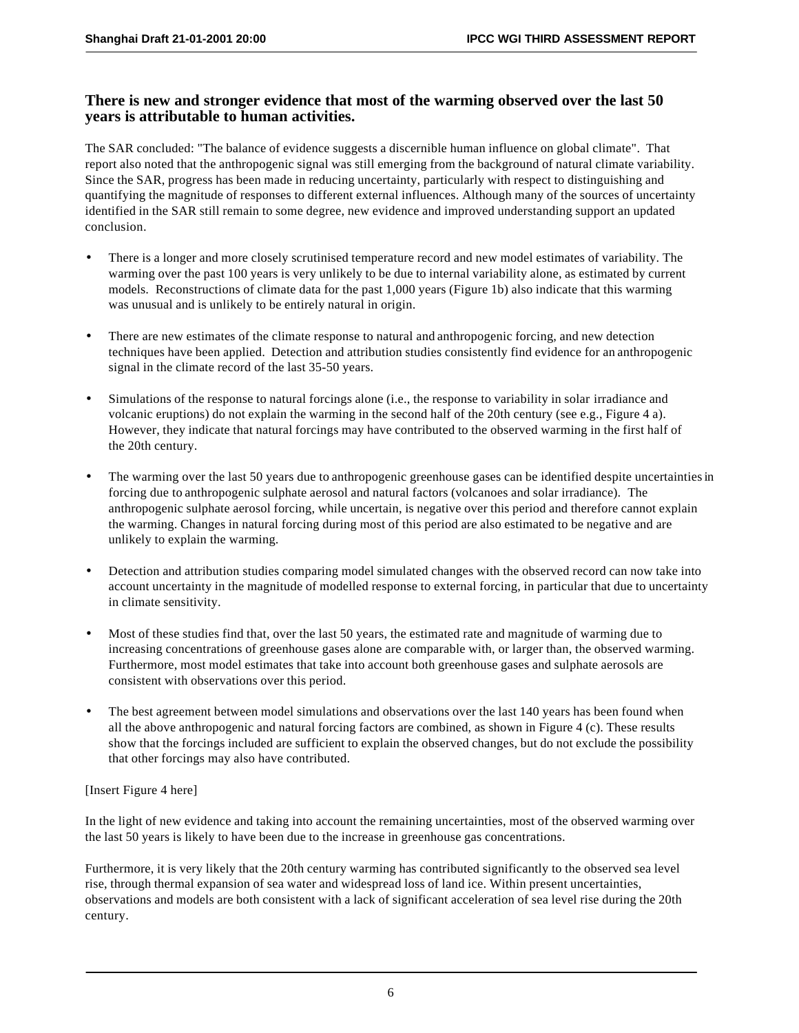## There is new and stronger evidence that most of the warming observed over the last 50 years is attributable to human activities.

The SAR concluded: "The balance of evidence suggests a discernible human influence on global climate". That report also noted that the anthropogenic signal was still emerging from the background of natural climate variability. Since the SAR, progress has been made in reducing uncertainty, particularly with respect to distinguishing and quantifying the magnitude of responses to different external influences. Although many of the sources of uncertainty identified in the SAR still remain to some degree, new evidence and improved understanding support an updated conclusion.

- There is a longer and more closely scrutinised temperature record and new model estimates of variability. The warming over the past 100 years is very unlikely to be due to internal variability alone, as estimated by current models. Reconstructions of climate data for the past 1,000 years (Figure 1b) also indicate that this warming was unusual and is unlikely to be entirely natural in origin.

- There are new estimates of the climate response to natural and anthropogenic forcing, and new detection techniques have been applied. Detection and attribution studies consistently find evidence for an anthropogenic signal in the climate record of the last 35-50 years.

- Simulations of the response to natural forcings alone (i.e., the response to variability in solar irradiance and volcanic eruptions) do not explain the warming in the second half of the 20th century (see e.g., Figure 4 a). However, they indicate that natural forcings may have contributed to the observed warming in the first half of the 20th century.

- The warming over the last 50 years due to anthropogenic greenhouse gases can be identified despite uncertainties in forcing due to anthropogenic sulphate aerosol and natural factors (volcanoes and solar irradiance). The anthropogenic sulphate aerosol forcing, while uncertain, is negative over this period and therefore cannot explain the warming. Changes in natural forcing during most of this period are also estimated to be negative and are unlikely to explain the warming.

- Detection and attribution studies comparing model simulated changes with the observed record can now take into account uncertainty in the magnitude of modelled response to external forcing, in particular that due to uncertainty in climate sensitivity.

- Most of these studies find that, over the last 50 years, the estimated rate and magnitude of warming due to increasing concentrations of greenhouse gases alone are comparable with, or larger than, the observed warming. Furthermore, most model estimates that take into account both greenhouse gases and sulphate aerosols are consistent with observations over this period.

- The best agreement between model simulations and observations over the last 140 years has been found when all the above anthropogenic and natural forcing factors are combined, as shown in Figure 4 (c). These results show that the forcings included are sufficient to explain the observed changes, but do not exclude the possibility that other forcings may also have contributed.

[Insert Figure 4 here]

In the light of new evidence and taking into account the remaining uncertainties, most of the observed warming over the last 50 years is likely to have been due to the increase in greenhouse gas concentrations.

Furthermore, it is very likely that the 20th century warming has contributed significantly to the observed sea level rise, through thermal expansion of sea water and widespread loss of land ice. Within present uncertainties, observations and models are both consistent with a lack of significant acceleration of sea level rise during the 20th century.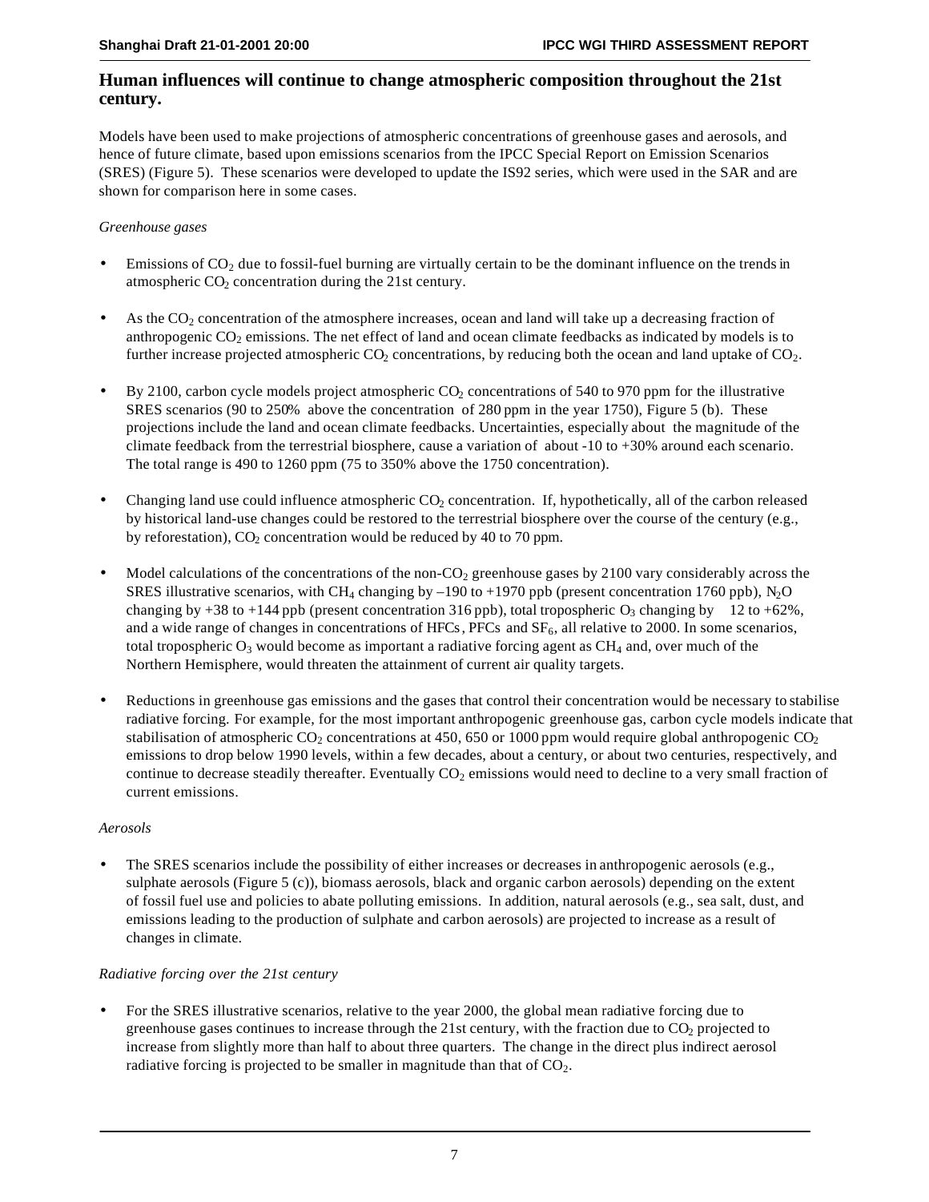## Human influences will continue to change atmospheric composition throughout the 21st century.

Models have been used to make projections of atmospheric concentrations of greenhouse gases and aerosols, and hence of future climate, based upon emissions scenarios from the IPCC Special Report on Emission Scenarios (SRES) (Figure 5). These scenarios were developed to update the IS92 series, which were used in the SAR and are shown for comparison here in some cases.

*Greenhouse gases*

- Emissions of $CO_2$ due to fossil-fuel burning are virtually certain to be the dominant influence on the trends in atmospheric $CO_2$ concentration during the 21st century.

- As the $CO_2$ concentration of the atmosphere increases, ocean and land will take up a decreasing fraction of anthropogenic $CO_2$ emissions. The net effect of land and ocean climate feedbacks as indicated by models is to further increase projected atmospheric $CO_2$ concentrations, by reducing both the ocean and land uptake of $CO_2$.

- By 2100, carbon cycle models project atmospheric $CO_2$ concentrations of 540 to 970 ppm for the illustrative SRES scenarios (90 to 250% above the concentration of 280 ppm in the year 1750), Figure 5 (b). These projections include the land and ocean climate feedbacks. Uncertainties, especially about the magnitude of the climate feedback from the terrestrial biosphere, cause a variation of about -10 to +30% around each scenario. The total range is 490 to 1260 ppm (75 to 350% above the 1750 concentration).

- Changing land use could influence atmospheric $CO_2$ concentration. If, hypothetically, all of the carbon released by historical land-use changes could be restored to the terrestrial biosphere over the course of the century (e.g., by reforestation), $CO_2$ concentration would be reduced by 40 to 70 ppm.

- Model calculations of the concentrations of the non-$CO_2$ greenhouse gases by 2100 vary considerably across the SRES illustrative scenarios, with $CH_4$ changing by –190 to +1970 ppb (present concentration 1760 ppb), $N_2O$ changing by +38 to +144 ppb (present concentration 316 ppb), total tropospheric $O_3$ changing by 12 to +62%, and a wide range of changes in concentrations of HFCs, PFCs and $SF_6$, all relative to 2000. In some scenarios, total tropospheric $O_3$ would become as important a radiative forcing agent as $CH_4$ and, over much of the Northern Hemisphere, would threaten the attainment of current air quality targets.

- Reductions in greenhouse gas emissions and the gases that control their concentration would be necessary to stabilise radiative forcing. For example, for the most important anthropogenic greenhouse gas, carbon cycle models indicate that stabilisation of atmospheric $CO_2$ concentrations at 450, 650 or 1000 ppm would require global anthropogenic $CO_2$ emissions to drop below 1990 levels, within a few decades, about a century, or about two centuries, respectively, and continue to decrease steadily thereafter. Eventually $CO_2$ emissions would need to decline to a very small fraction of current emissions.

*Aerosols*

- The SRES scenarios include the possibility of either increases or decreases in anthropogenic aerosols (e.g., sulphate aerosols (Figure 5 (c)), biomass aerosols, black and organic carbon aerosols) depending on the extent of fossil fuel use and policies to abate polluting emissions. In addition, natural aerosols (e.g., sea salt, dust, and emissions leading to the production of sulphate and carbon aerosols) are projected to increase as a result of changes in climate.

*Radiative forcing over the 21st century*

- For the SRES illustrative scenarios, relative to the year 2000, the global mean radiative forcing due to greenhouse gases continues to increase through the 21st century, with the fraction due to $CO_2$ projected to increase from slightly more than half to about three quarters. The change in the direct plus indirect aerosol radiative forcing is projected to be smaller in magnitude than that of $CO_2$.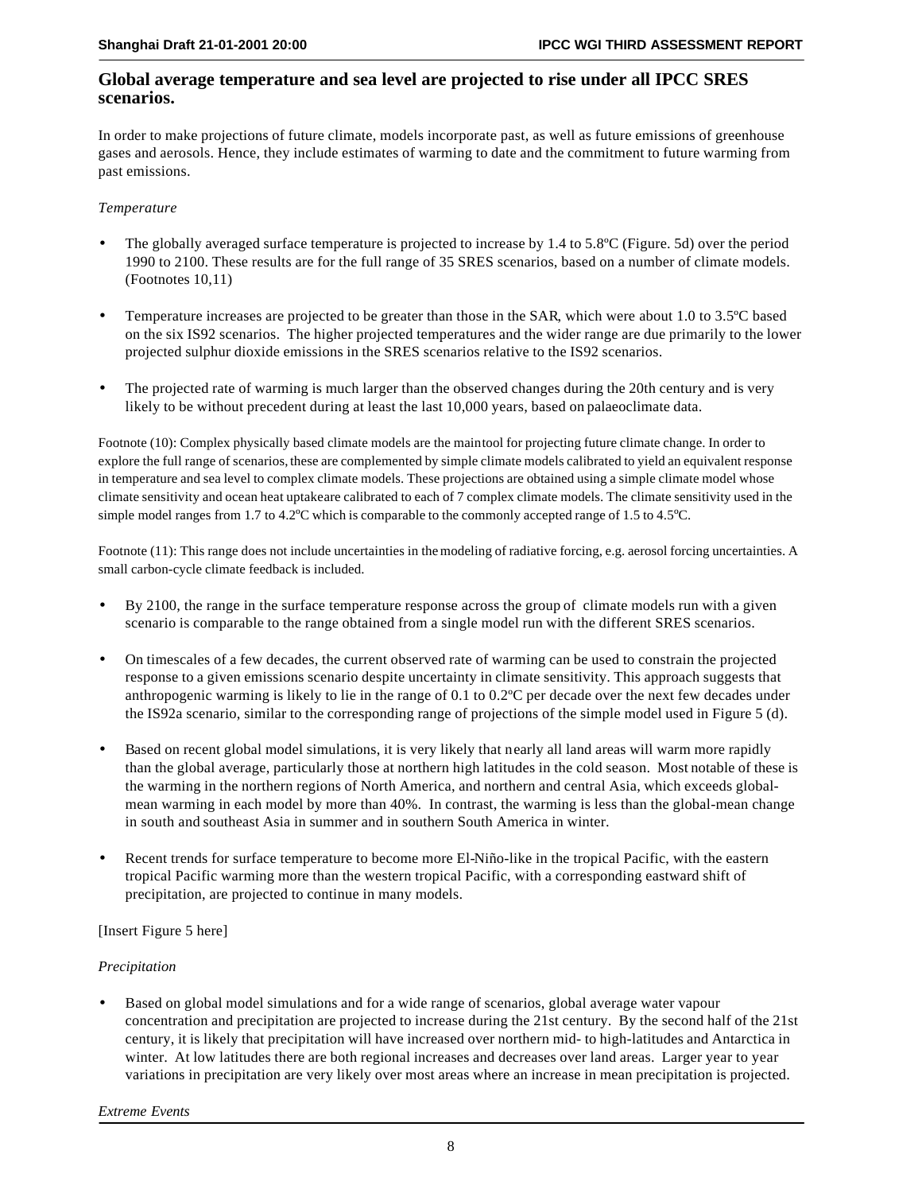## Global average temperature and sea level are projected to rise under all IPCC SRES scenarios.

In order to make projections of future climate, models incorporate past, as well as future emissions of greenhouse gases and aerosols. Hence, they include estimates of warming to date and the commitment to future warming from past emissions.

*Temperature*

- The globally averaged surface temperature is projected to increase by 1.4 to 5.8ºC (Figure. 5d) over the period 1990 to 2100. These results are for the full range of 35 SRES scenarios, based on a number of climate models. (Footnotes 10,11)

- Temperature increases are projected to be greater than those in the SAR, which were about 1.0 to 3.5ºC based on the six IS92 scenarios. The higher projected temperatures and the wider range are due primarily to the lower projected sulphur dioxide emissions in the SRES scenarios relative to the IS92 scenarios.

- The projected rate of warming is much larger than the observed changes during the 20th century and is very likely to be without precedent during at least the last 10,000 years, based on palaeoclimate data.

Footnote (10): Complex physically based climate models are the main tool for projecting future climate change. In order to explore the full range of scenarios, these are complemented by simple climate models calibrated to yield an equivalent response in temperature and sea level to complex climate models. These projections are obtained using a simple climate model whose climate sensitivity and ocean heat uptake are calibrated to each of 7 complex climate models. The climate sensitivity used in the simple model ranges from 1.7 to 4.2ºC which is comparable to the commonly accepted range of 1.5 to 4.5ºC.

Footnote (11): This range does not include uncertainties in the modeling of radiative forcing, e.g. aerosol forcing uncertainties. A small carbon-cycle climate feedback is included.

- By 2100, the range in the surface temperature response across the group of climate models run with a given scenario is comparable to the range obtained from a single model run with the different SRES scenarios.

- On timescales of a few decades, the current observed rate of warming can be used to constrain the projected response to a given emissions scenario despite uncertainty in climate sensitivity. This approach suggests that anthropogenic warming is likely to lie in the range of 0.1 to 0.2ºC per decade over the next few decades under the IS92a scenario, similar to the corresponding range of projections of the simple model used in Figure 5 (d).

- Based on recent global model simulations, it is very likely that nearly all land areas will warm more rapidly than the global average, particularly those at northern high latitudes in the cold season. Most notable of these is the warming in the northern regions of North America, and northern and central Asia, which exceeds global-mean warming in each model by more than 40%. In contrast, the warming is less than the global-mean change in south and southeast Asia in summer and in southern South America in winter.

- Recent trends for surface temperature to become more El-Niño-like in the tropical Pacific, with the eastern tropical Pacific warming more than the western tropical Pacific, with a corresponding eastward shift of precipitation, are projected to continue in many models.

[Insert Figure 5 here]

*Precipitation*

- Based on global model simulations and for a wide range of scenarios, global average water vapour concentration and precipitation are projected to increase during the 21st century. By the second half of the 21st century, it is likely that precipitation will have increased over northern mid- to high-latitudes and Antarctica in winter. At low latitudes there are both regional increases and decreases over land areas. Larger year to year variations in precipitation are very likely over most areas where an increase in mean precipitation is projected.

*Extreme Events*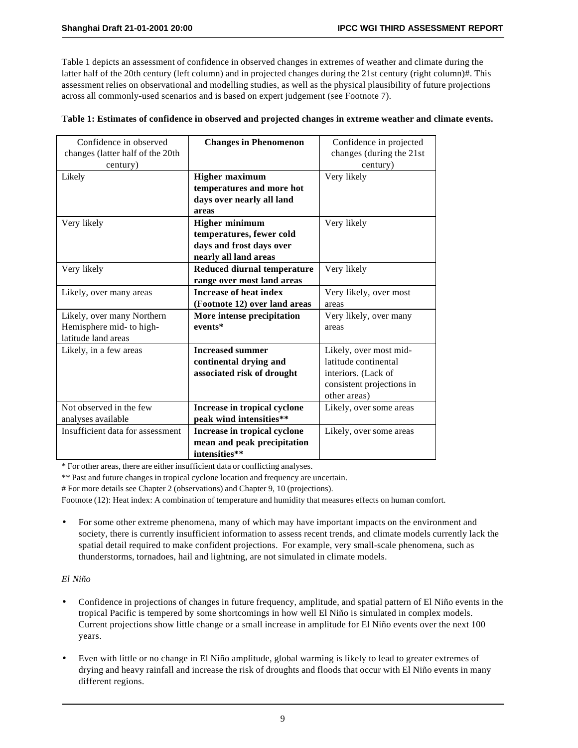Table 1 depicts an assessment of confidence in observed changes in extremes of weather and climate during the latter half of the 20th century (left column) and in projected changes during the 21st century (right column)#. This assessment relies on observational and modelling studies, as well as the physical plausibility of future projections across all commonly-used scenarios and is based on expert judgement (see Footnote 7).

**Table 1: Estimates of confidence in observed and projected changes in extreme weather and climate events.**

| Confidence in observed changes (latter half of the 20th century) | **Changes in Phenomenon** | Confidence in projected changes (during the 21st century) |
|---|---|---|
| Likely | **Higher maximum temperatures and more hot days over nearly all land areas** | Very likely |
| Very likely | **Higher minimum temperatures, fewer cold days and frost days over nearly all land areas** | Very likely |
| Very likely | **Reduced diurnal temperature range over most land areas** | Very likely |
| Likely, over many areas | **Increase of heat index (Footnote 12) over land areas** | Very likely, over most areas |
| Likely, over many Northern Hemisphere mid- to high-latitude land areas | **More intense precipitation events*** | Very likely, over many areas |
| Likely, in a few areas | **Increased summer continental drying and associated risk of drought** | Likely, over most mid-latitude continental interiors. (Lack of consistent projections in other areas) |
| Not observed in the few analyses available | **Increase in tropical cyclone peak wind intensities**** | Likely, over some areas |
| Insufficient data for assessment | **Increase in tropical cyclone mean and peak precipitation intensities**** | Likely, over some areas |

* For other areas, there are either insufficient data or conflicting analyses.

** Past and future changes in tropical cyclone location and frequency are uncertain.

# For more details see Chapter 2 (observations) and Chapter 9, 10 (projections).

Footnote (12): Heat index: A combination of temperature and humidity that measures effects on human comfort.

- For some other extreme phenomena, many of which may have important impacts on the environment and society, there is currently insufficient information to assess recent trends, and climate models currently lack the spatial detail required to make confident projections. For example, very small-scale phenomena, such as thunderstorms, tornadoes, hail and lightning, are not simulated in climate models.

*El Niño*

- Confidence in projections of changes in future frequency, amplitude, and spatial pattern of El Niño events in the tropical Pacific is tempered by some shortcomings in how well El Niño is simulated in complex models. Current projections show little change or a small increase in amplitude for El Niño events over the next 100 years.

- Even with little or no change in El Niño amplitude, global warming is likely to lead to greater extremes of drying and heavy rainfall and increase the risk of droughts and floods that occur with El Niño events in many different regions.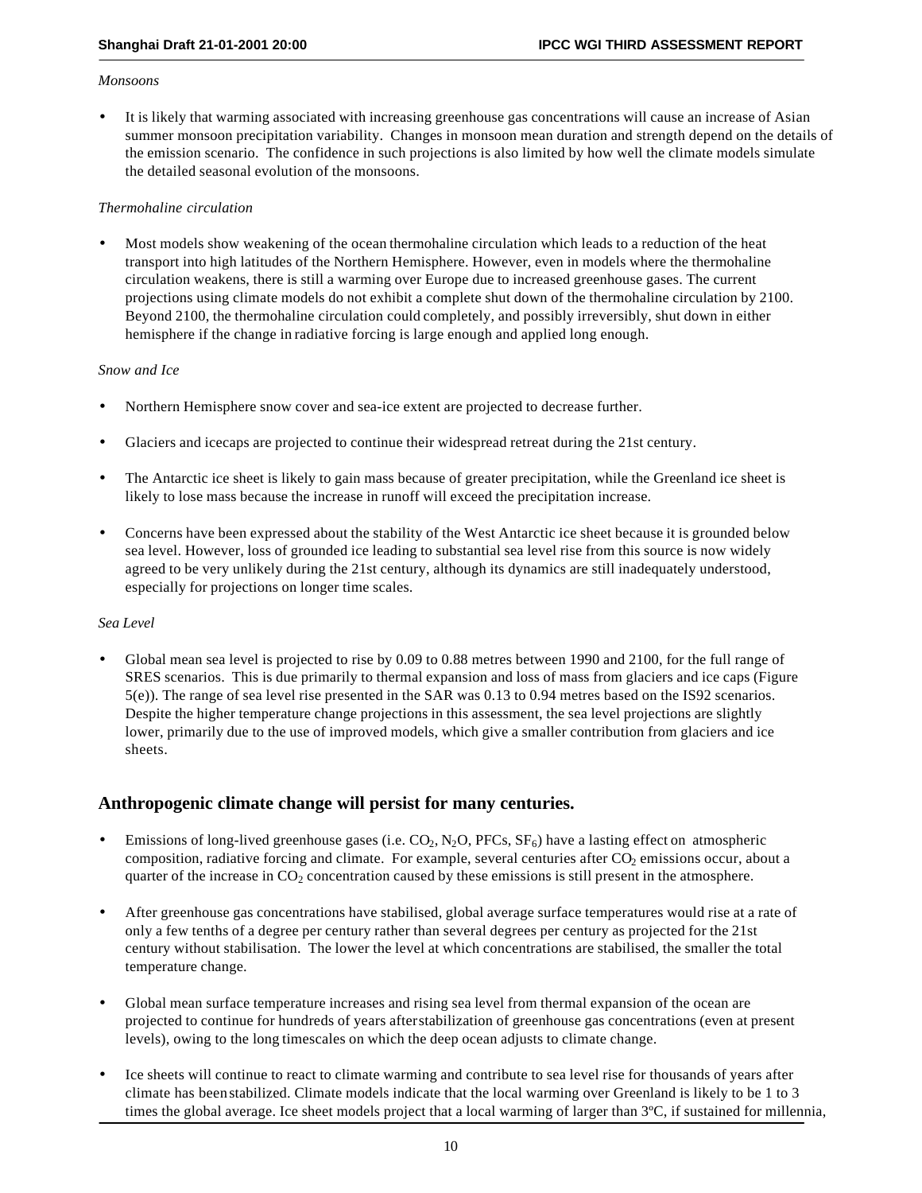*Monsoons*

- It is likely that warming associated with increasing greenhouse gas concentrations will cause an increase of Asian summer monsoon precipitation variability. Changes in monsoon mean duration and strength depend on the details of the emission scenario. The confidence in such projections is also limited by how well the climate models simulate the detailed seasonal evolution of the monsoons.

*Thermohaline circulation*

- Most models show weakening of the ocean thermohaline circulation which leads to a reduction of the heat transport into high latitudes of the Northern Hemisphere. However, even in models where the thermohaline circulation weakens, there is still a warming over Europe due to increased greenhouse gases. The current projections using climate models do not exhibit a complete shut down of the thermohaline circulation by 2100. Beyond 2100, the thermohaline circulation could completely, and possibly irreversibly, shut down in either hemisphere if the change in radiative forcing is large enough and applied long enough.

*Snow and Ice*

- Northern Hemisphere snow cover and sea-ice extent are projected to decrease further.

- Glaciers and icecaps are projected to continue their widespread retreat during the 21st century.

- The Antarctic ice sheet is likely to gain mass because of greater precipitation, while the Greenland ice sheet is likely to lose mass because the increase in runoff will exceed the precipitation increase.

- Concerns have been expressed about the stability of the West Antarctic ice sheet because it is grounded below sea level. However, loss of grounded ice leading to substantial sea level rise from this source is now widely agreed to be very unlikely during the 21st century, although its dynamics are still inadequately understood, especially for projections on longer time scales.

*Sea Level*

- Global mean sea level is projected to rise by 0.09 to 0.88 metres between 1990 and 2100, for the full range of SRES scenarios. This is due primarily to thermal expansion and loss of mass from glaciers and ice caps (Figure 5(e)). The range of sea level rise presented in the SAR was 0.13 to 0.94 metres based on the IS92 scenarios. Despite the higher temperature change projections in this assessment, the sea level projections are slightly lower, primarily due to the use of improved models, which give a smaller contribution from glaciers and ice sheets.

## Anthropogenic climate change will persist for many centuries.

- Emissions of long-lived greenhouse gases (i.e. $CO_2$, $N_2O$, PFCs, $SF_6$) have a lasting effect on atmospheric composition, radiative forcing and climate. For example, several centuries after $CO_2$ emissions occur, about a quarter of the increase in $CO_2$ concentration caused by these emissions is still present in the atmosphere.

- After greenhouse gas concentrations have stabilised, global average surface temperatures would rise at a rate of only a few tenths of a degree per century rather than several degrees per century as projected for the 21st century without stabilisation. The lower the level at which concentrations are stabilised, the smaller the total temperature change.

- Global mean surface temperature increases and rising sea level from thermal expansion of the ocean are projected to continue for hundreds of years after stabilization of greenhouse gas concentrations (even at present levels), owing to the long timescales on which the deep ocean adjusts to climate change.

- Ice sheets will continue to react to climate warming and contribute to sea level rise for thousands of years after climate has been stabilized. Climate models indicate that the local warming over Greenland is likely to be 1 to 3 times the global average. Ice sheet models project that a local warming of larger than 3ºC, if sustained for millennia,